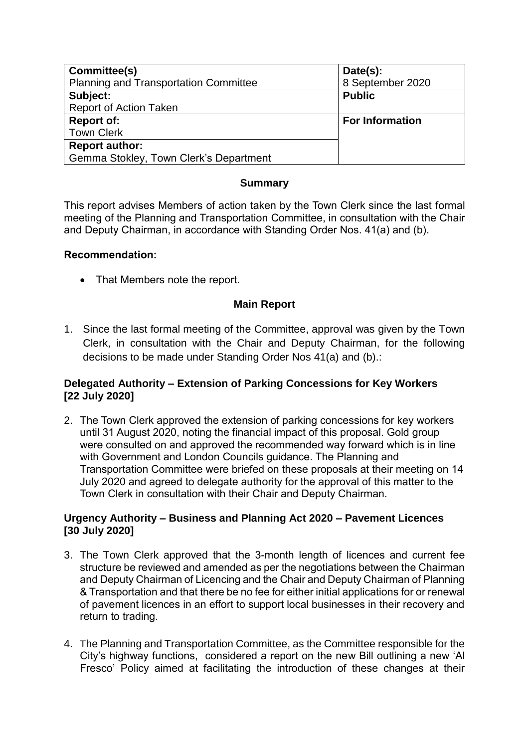| Committee(s) | Date(s): |
| --- | --- |
| Planning and Transportation Committee | 8 September 2020 |
| **Subject:**<br>Report of Action Taken | **Public** |
| **Report of:**<br>Town Clerk | **For Information** |
| **Report author:**<br>Gemma Stokley, Town Clerk's Department | |

**Summary**

This report advises Members of action taken by the Town Clerk since the last formal meeting of the Planning and Transportation Committee, in consultation with the Chair and Deputy Chairman, in accordance with Standing Order Nos. 41(a) and (b).

**Recommendation:**

- That Members note the report.

**Main Report**

1. Since the last formal meeting of the Committee, approval was given by the Town Clerk, in consultation with the Chair and Deputy Chairman, for the following decisions to be made under Standing Order Nos 41(a) and (b).:

**Delegated Authority – Extension of Parking Concessions for Key Workers [22 July 2020]**

2. The Town Clerk approved the extension of parking concessions for key workers until 31 August 2020, noting the financial impact of this proposal. Gold group were consulted on and approved the recommended way forward which is in line with Government and London Councils guidance. The Planning and Transportation Committee were briefed on these proposals at their meeting on 14 July 2020 and agreed to delegate authority for the approval of this matter to the Town Clerk in consultation with their Chair and Deputy Chairman.

**Urgency Authority – Business and Planning Act 2020 – Pavement Licences [30 July 2020]**

3. The Town Clerk approved that the 3-month length of licences and current fee structure be reviewed and amended as per the negotiations between the Chairman and Deputy Chairman of Licencing and the Chair and Deputy Chairman of Planning & Transportation and that there be no fee for either initial applications for or renewal of pavement licences in an effort to support local businesses in their recovery and return to trading.

4. The Planning and Transportation Committee, as the Committee responsible for the City's highway functions, considered a report on the new Bill outlining a new 'Al Fresco' Policy aimed at facilitating the introduction of these changes at their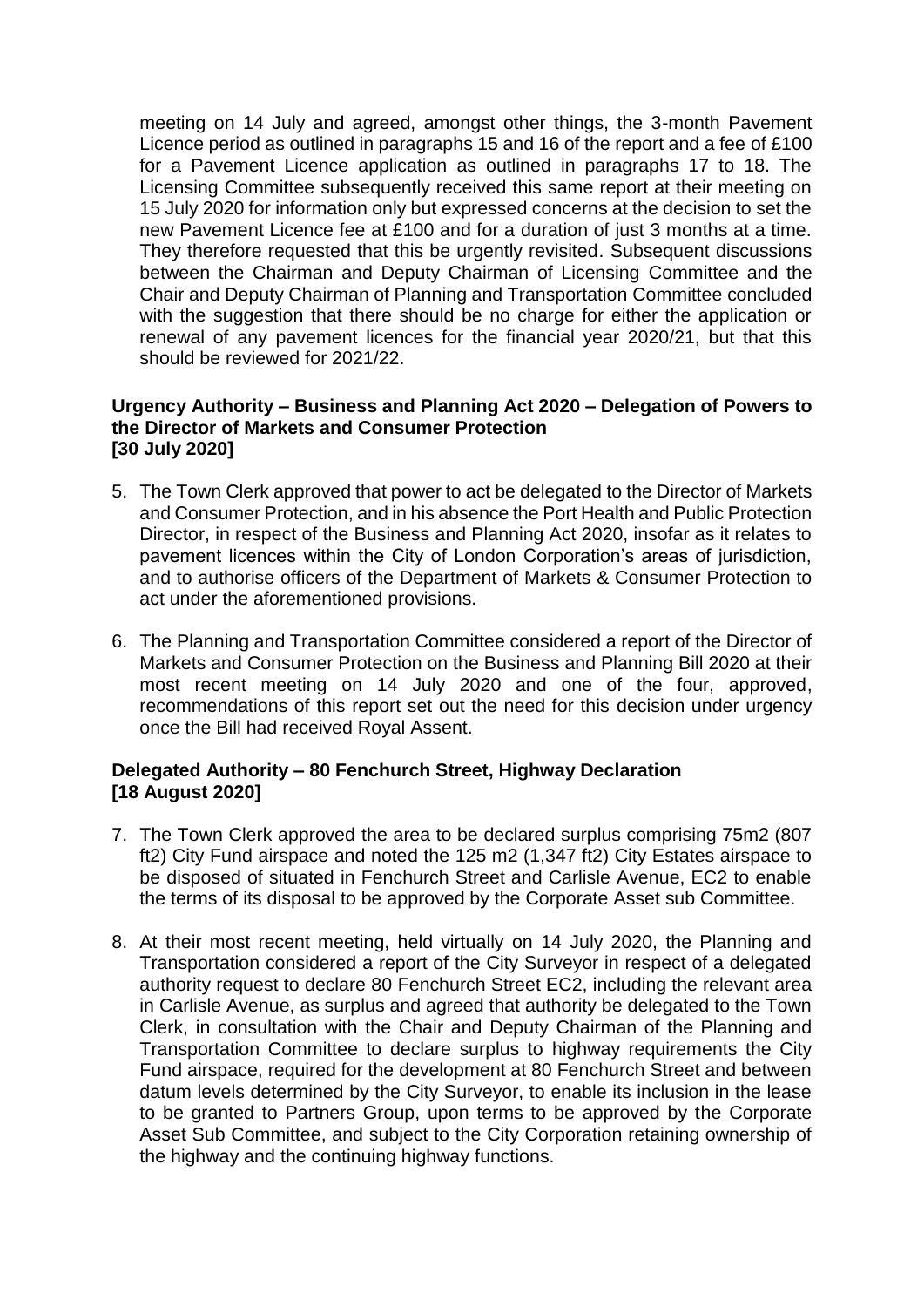meeting on 14 July and agreed, amongst other things, the 3-month Pavement Licence period as outlined in paragraphs 15 and 16 of the report and a fee of £100 for a Pavement Licence application as outlined in paragraphs 17 to 18. The Licensing Committee subsequently received this same report at their meeting on 15 July 2020 for information only but expressed concerns at the decision to set the new Pavement Licence fee at £100 and for a duration of just 3 months at a time. They therefore requested that this be urgently revisited. Subsequent discussions between the Chairman and Deputy Chairman of Licensing Committee and the Chair and Deputy Chairman of Planning and Transportation Committee concluded with the suggestion that there should be no charge for either the application or renewal of any pavement licences for the financial year 2020/21, but that this should be reviewed for 2021/22.

**Urgency Authority – Business and Planning Act 2020 – Delegation of Powers to the Director of Markets and Consumer Protection**
**[30 July 2020]**

5. The Town Clerk approved that power to act be delegated to the Director of Markets and Consumer Protection, and in his absence the Port Health and Public Protection Director, in respect of the Business and Planning Act 2020, insofar as it relates to pavement licences within the City of London Corporation's areas of jurisdiction, and to authorise officers of the Department of Markets & Consumer Protection to act under the aforementioned provisions.

6. The Planning and Transportation Committee considered a report of the Director of Markets and Consumer Protection on the Business and Planning Bill 2020 at their most recent meeting on 14 July 2020 and one of the four, approved, recommendations of this report set out the need for this decision under urgency once the Bill had received Royal Assent.

**Delegated Authority – 80 Fenchurch Street, Highway Declaration**
**[18 August 2020]**

7. The Town Clerk approved the area to be declared surplus comprising 75m2 (807 ft2) City Fund airspace and noted the 125 m2 (1,347 ft2) City Estates airspace to be disposed of situated in Fenchurch Street and Carlisle Avenue, EC2 to enable the terms of its disposal to be approved by the Corporate Asset sub Committee.

8. At their most recent meeting, held virtually on 14 July 2020, the Planning and Transportation considered a report of the City Surveyor in respect of a delegated authority request to declare 80 Fenchurch Street EC2, including the relevant area in Carlisle Avenue, as surplus and agreed that authority be delegated to the Town Clerk, in consultation with the Chair and Deputy Chairman of the Planning and Transportation Committee to declare surplus to highway requirements the City Fund airspace, required for the development at 80 Fenchurch Street and between datum levels determined by the City Surveyor, to enable its inclusion in the lease to be granted to Partners Group, upon terms to be approved by the Corporate Asset Sub Committee, and subject to the City Corporation retaining ownership of the highway and the continuing highway functions.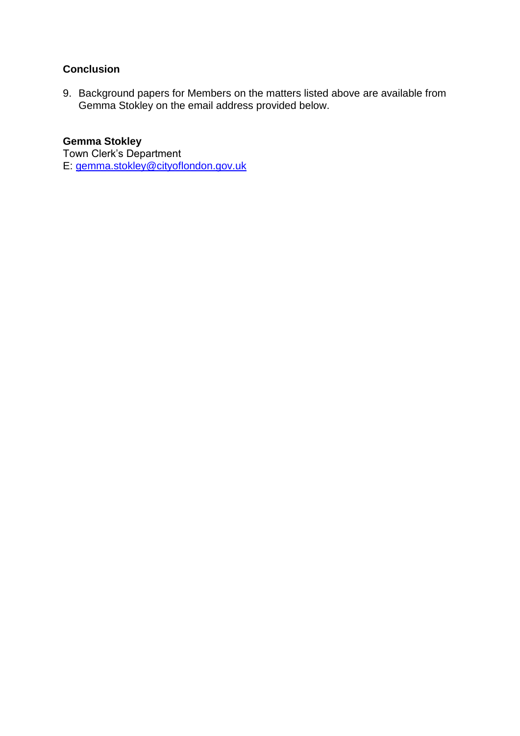## Conclusion

9. Background papers for Members on the matters listed above are available from Gemma Stokley on the email address provided below.

**Gemma Stokley**
Town Clerk's Department
E: gemma.stokley@cityoflondon.gov.uk